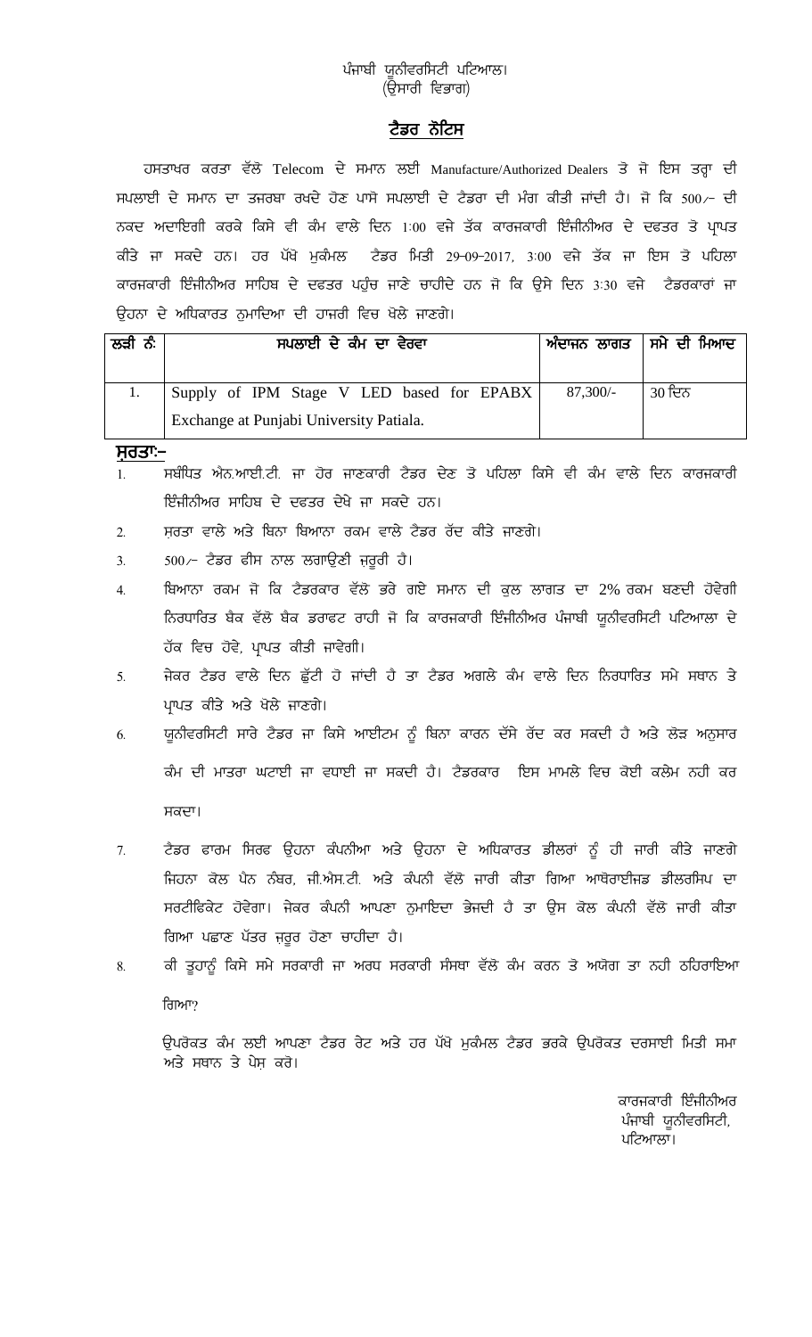ਪੰਜਾਬੀ ਯੂਨੀਵਰਸਿਟੀ ਪਟਿਆਲ।
(ਉਸਾਰੀ ਵਿਭਾਗ)

## ਟੈਂਡਰ ਨੋਟਿਸ

ਹਸਤਾਖਰ ਕਰਤਾ ਵੱਲੋ Telecom ਦੇ ਸਮਾਨ ਲਈ Manufacture/Authorized Dealers ਤੋਂ ਜੋ ਇਸ ਤਰ੍ਹਾ ਦੀ ਸਪਲਾਈ ਦੇ ਸਮਾਨ ਦਾ ਤਜਰਬਾ ਰਖਦੇ ਹੋਣ ਪਾਸੋ ਸਪਲਾਈ ਦੇ ਟੈਂਡਰਾ ਦੀ ਮੰਗ ਕੀਤੀ ਜਾਂਦੀ ਹੈ। ਜੋ ਕਿ 500/- ਦੀ ਨਕਦ ਅਦਾਇਗੀ ਕਰਕੇ ਕਿਸੇ ਵੀ ਕੰਮ ਵਾਲੇ ਦਿਨ 1:00 ਵਜੇ ਤੱਕ ਕਾਰਜਕਾਰੀ ਇੰਜੀਨੀਅਰ ਦੇ ਦਫਤਰ ਤੋ ਪ੍ਰਾਪਤ ਕੀਤੇ ਜਾ ਸਕਦੇ ਹਨ। ਹਰ ਪੱਖੋ ਮੁਕੰਮਲ ਟੈਂਡਰ ਮਿਤੀ 29-09-2017, 3:00 ਵਜੇ ਤੱਕ ਜਾ ਇਸ ਤੋ ਪਹਿਲਾ ਕਾਰਜਕਾਰੀ ਇੰਜੀਨੀਅਰ ਸਾਹਿਬ ਦੇ ਦਫਤਰ ਪਹੁੰਚ ਜਾਣੇ ਚਾਹੀਦੇ ਹਨ ਜੋ ਕਿ ਉਸੇ ਦਿਨ 3:30 ਵਜੇ ਟੈਂਡਰਕਾਰਾਂ ਜਾ ਉਹਨਾ ਦੇ ਅਧਿਕਾਰਤ ਨੁਮਾਇਦਿਆ ਦੀ ਹਾਜਰੀ ਵਿਚ ਖੋਲੇ ਜਾਣਗੇ।

| ਲੜੀ ਨੰ: | ਸਪਲਾਈ ਦੇ ਕੰਮ ਦਾ ਵੇਰਵਾ | ਅੰਦਾਜਨ ਲਾਗਤ | ਸਮੇ ਦੀ ਮਿਆਦ |
|---|---|---|---|
| 1. | Supply of IPM Stage V LED based for EPABX Exchange at Punjabi University Patiala. | 87,300/- | 30 ਦਿਨ |

**ਸੁਰਤਾ:-**

1. ਸਬੰਧਿਤ ਐਨ.ਆਈ.ਟੀ. ਜਾ ਹੋਰ ਜਾਣਕਾਰੀ ਟੈਂਡਰ ਦੇਣ ਤੋ ਪਹਿਲਾ ਕਿਸੇ ਵੀ ਕੰਮ ਵਾਲੇ ਦਿਨ ਕਾਰਜਕਾਰੀ ਇੰਜੀਨੀਅਰ ਸਾਹਿਬ ਦੇ ਦਫਤਰ ਦੇਖੇ ਜਾ ਸਕਦੇ ਹਨ।
2. ਸ਼ਰਤਾ ਵਾਲੇ ਅਤੇ ਬਿਨਾ ਬਿਆਨਾ ਰਕਮ ਵਾਲੇ ਟੈਂਡਰ ਰੱਦ ਕੀਤੇ ਜਾਣਗੇ।
3. 500/- ਟੈਂਡਰ ਫੀਸ ਨਾਲ ਲਗਾਉਣੀ ਜ਼ਰੂਰੀ ਹੈ।
4. ਬਿਆਨਾ ਰਕਮ ਜੋ ਕਿ ਟੈਂਡਰਕਾਰ ਵੱਲੋ ਭਰੇ ਗਏ ਸਮਾਨ ਦੀ ਕੁਲ ਲਾਗਤ ਦਾ 2% ਰਕਮ ਬਣਦੀ ਹੋਵੇਗੀ ਨਿਰਧਾਰਿਤ ਬੈਂਕ ਵੱਲੋ ਬੈਂਕ ਡਰਾਫਟ ਰਾਹੀ ਜੋ ਕਿ ਕਾਰਜਕਾਰੀ ਇੰਜੀਨੀਅਰ ਪੰਜਾਬੀ ਯੂਨੀਵਰਸਿਟੀ ਪਟਿਆਲਾ ਦੇ ਹੱਕ ਵਿਚ ਹੋਵੇ, ਪ੍ਰਾਪਤ ਕੀਤੀ ਜਾਵੇਗੀ।
5. ਜੇਕਰ ਟੈਂਡਰ ਵਾਲੇ ਦਿਨ ਛੁੱਟੀ ਹੋ ਜਾਂਦੀ ਹੈ ਤਾ ਟੈਂਡਰ ਅਗਲੇ ਕੰਮ ਵਾਲੇ ਦਿਨ ਨਿਰਧਾਰਿਤ ਸਮੇ ਸਥਾਨ ਤੇ ਪ੍ਰਾਪਤ ਕੀਤੇ ਅਤੇ ਖੋਲੇ ਜਾਣਗੇ।
6. ਯੂਨੀਵਰਸਿਟੀ ਸਾਰੇ ਟੈਂਡਰ ਜਾ ਕਿਸੇ ਆਈਟਮ ਨੂੰ ਬਿਨਾ ਕਾਰਨ ਦੱਸੇ ਰੱਦ ਕਰ ਸਕਦੀ ਹੈ ਅਤੇ ਲੋੜ ਅਨੁਸਾਰ ਕੰਮ ਦੀ ਮਾਤਰਾ ਘਟਾਈ ਜਾ ਵਧਾਈ ਜਾ ਸਕਦੀ ਹੈ। ਟੈਂਡਰਕਾਰ ਇਸ ਮਾਮਲੇ ਵਿਚ ਕੋਈ ਕਲੇਮ ਨਹੀ ਕਰ ਸਕਦਾ।
7. ਟੈਂਡਰ ਫਾਰਮ ਸਿਰਫ ਉਹਨਾ ਕੰਪਨੀਆ ਅਤੇ ਉਹਨਾ ਦੇ ਅਧਿਕਾਰਤ ਡੀਲਰਾਂ ਨੂੰ ਹੀ ਜਾਰੀ ਕੀਤੇ ਜਾਣਗੇ ਜਿਹਨਾ ਕੋਲ ਪੈਨ ਨੰਬਰ, ਜੀ.ਐਸ.ਟੀ. ਅਤੇ ਕੰਪਨੀ ਵੱਲੋ ਜਾਰੀ ਕੀਤਾ ਗਿਆ ਆਥੋਰਾਈਜ਼ਡ ਡੀਲਰਸਿਪ ਦਾ ਸਰਟੀਫਿਕੇਟ ਹੋਵੇਗਾ। ਜੇਕਰ ਕੰਪਨੀ ਆਪਣਾ ਨੁਮਾਇਦਾ ਭੇਜਦੀ ਹੈ ਤਾ ਉਸ ਕੋਲ ਕੰਪਨੀ ਵੱਲੋ ਜਾਰੀ ਕੀਤਾ ਗਿਆ ਪਛਾਣ ਪੱਤਰ ਜ਼ਰੂਰ ਹੋਣਾ ਚਾਹੀਦਾ ਹੈ।
8. ਕੀ ਤੁਹਾਨੂੰ ਕਿਸੇ ਸਮੇ ਸਰਕਾਰੀ ਜਾ ਅਰਧ ਸਰਕਾਰੀ ਸੰਸਥਾ ਵੱਲੋ ਕੰਮ ਕਰਨ ਤੋ ਅਯੋਗ ਤਾ ਨਹੀ ਠਹਿਰਾਇਆ ਗਿਆ?

ਉਪਰੋਕਤ ਕੰਮ ਲਈ ਆਪਣਾ ਟੈਂਡਰ ਰੇਟ ਅਤੇ ਹਰ ਪੱਖੋ ਮੁਕੰਮਲ ਟੈਂਡਰ ਭਰਕੇ ਉਪਰੋਕਤ ਦਰਸਾਈ ਮਿਤੀ ਸਮਾ ਅਤੇ ਸਥਾਨ ਤੇ ਪੇਸ਼ ਕਰੋ।

ਕਾਰਜਕਾਰੀ ਇੰਜੀਨੀਅਰ
ਪੰਜਾਬੀ ਯੂਨੀਵਰਸਿਟੀ,
ਪਟਿਆਲਾ।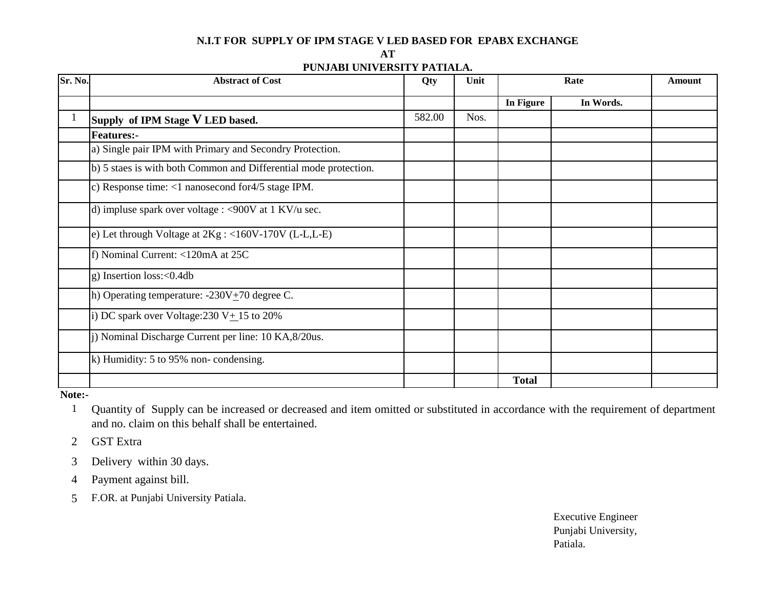**N.I.T FOR SUPPLY OF IPM STAGE V LED BASED FOR EPABX EXCHANGE**

**AT**

**PUNJABI UNIVERSITY PATIALA.**

| Sr. No. | Abstract of Cost | Qty | Unit | Rate | | Amount |
|---|---|---|---|---|---|---|
| | | | | In Figure | In Words. | |
| 1 | **Supply of IPM Stage V LED based.** | 582.00 | Nos. | | | |
| | **Features:-** | | | | | |
| | a) Single pair IPM with Primary and Secondry Protection. | | | | | |
| | b) 5 staes is with both Common and Differential mode protection. | | | | | |
| | c) Response time: <1 nanosecond for4/5 stage IPM. | | | | | |
| | d) impluse spark over voltage : <900V at 1 KV/u sec. | | | | | |
| | e) Let through Voltage at 2Kg : <160V-170V (L-L,L-E) | | | | | |
| | f) Nominal Current: <120mA at 25C | | | | | |
| | g) Insertion loss:<0.4db | | | | | |
| | h) Operating temperature: -230V±70 degree C. | | | | | |
| | i) DC spark over Voltage:230 V± 15 to 20% | | | | | |
| | j) Nominal Discharge Current per line: 10 KA,8/20us. | | | | | |
| | k) Humidity: 5 to 95% non- condensing. | | | | | |
| | | | | **Total** | | |

**Note:-**

1. Quantity of Supply can be increased or decreased and item omitted or substituted in accordance with the requirement of department and no. claim on this behalf shall be entertained.
2. GST Extra
3. Delivery within 30 days.
4. Payment against bill.
5. F.OR. at Punjabi University Patiala.

Executive Engineer
Punjabi University,
Patiala.